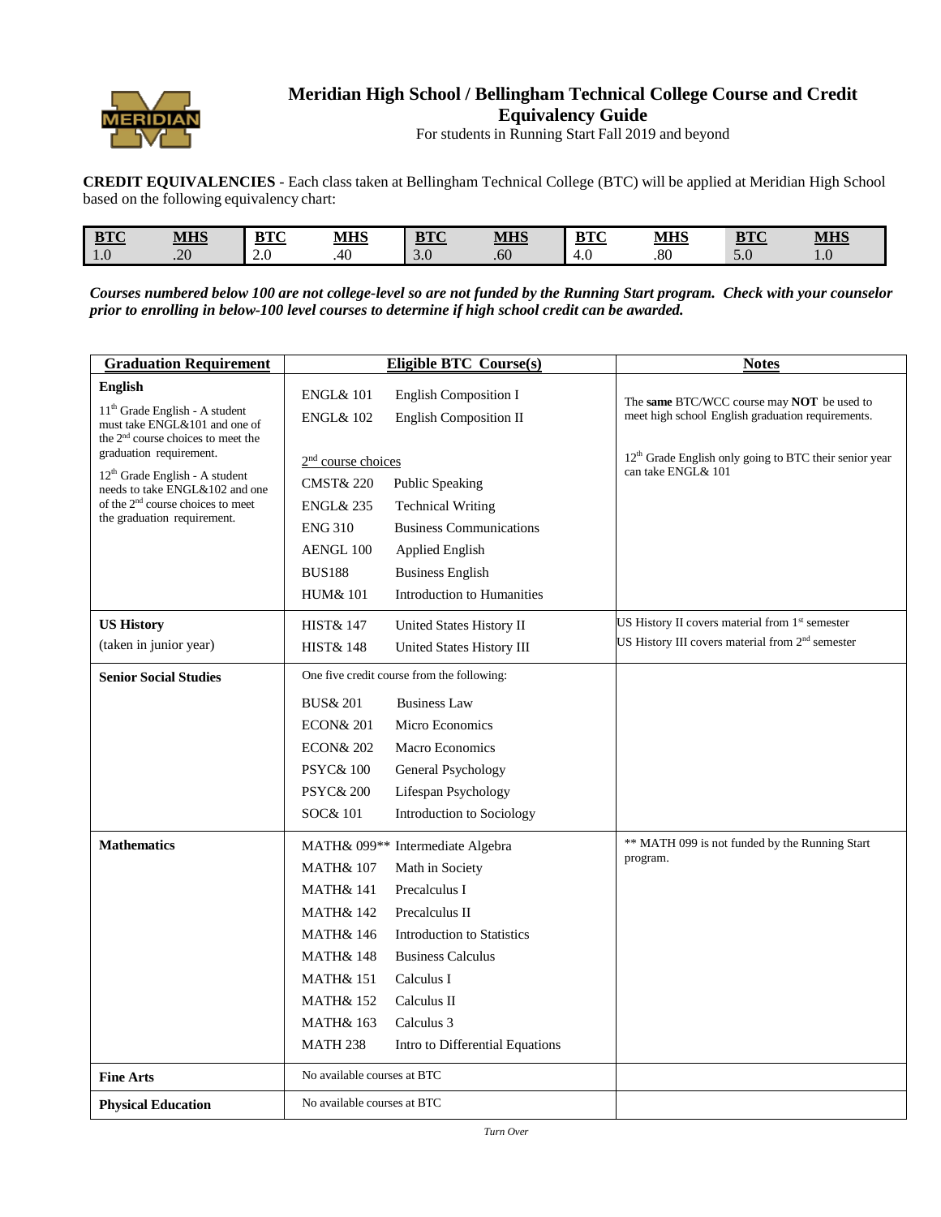# Meridian High School / Bellingham Technical College Course and Credit Equivalency Guide

For students in Running Start Fall 2019 and beyond

**CREDIT EQUIVALENCIES** - Each class taken at Bellingham Technical College (BTC) will be applied at Meridian High School based on the following equivalency chart:

| BTC | MHS | BTC | MHS | BTC | MHS | BTC | MHS | BTC | MHS |
|---|---|---|---|---|---|---|---|---|---|
| 1.0 | .20 | 2.0 | .40 | 3.0 | .60 | 4.0 | .80 | 5.0 | 1.0 |

***Courses numbered below 100 are not college-level so are not funded by the Running Start program. Check with your counselor prior to enrolling in below-100 level courses to determine if high school credit can be awarded.***

| Graduation Requirement | Eligible BTC Course(s) | Notes |
|---|---|---|
| **English**<br>11th Grade English - A student must take ENGL&101 and one of the 2nd course choices to meet the graduation requirement.<br>12th Grade English - A student needs to take ENGL&102 and one of the 2nd course choices to meet the graduation requirement. | ENGL& 101 English Composition I<br>ENGL& 102 English Composition II<br><br>2nd course choices<br>CMST& 220 Public Speaking<br>ENGL& 235 Technical Writing<br>ENG 310 Business Communications<br>AENGL 100 Applied English<br>BUS188 Business English<br>HUM& 101 Introduction to Humanities | The **same** BTC/WCC course may **NOT** be used to meet high school English graduation requirements.<br><br>12th Grade English only going to BTC their senior year can take ENGL& 101 |
| **US History**<br>(taken in junior year) | HIST& 147 United States History II<br>HIST& 148 United States History III | US History II covers material from 1st semester<br>US History III covers material from 2nd semester |
| **Senior Social Studies** | One five credit course from the following:<br>BUS& 201 Business Law<br>ECON& 201 Micro Economics<br>ECON& 202 Macro Economics<br>PSYC& 100 General Psychology<br>PSYC& 200 Lifespan Psychology<br>SOC& 101 Introduction to Sociology | |
| **Mathematics** | MATH& 099** Intermediate Algebra<br>MATH& 107 Math in Society<br>MATH& 141 Precalculus I<br>MATH& 142 Precalculus II<br>MATH& 146 Introduction to Statistics<br>MATH& 148 Business Calculus<br>MATH& 151 Calculus I<br>MATH& 152 Calculus II<br>MATH& 163 Calculus 3<br>MATH 238 Intro to Differential Equations | ** MATH 099 is not funded by the Running Start program. |
| **Fine Arts** | No available courses at BTC | |
| **Physical Education** | No available courses at BTC | |

*Turn Over*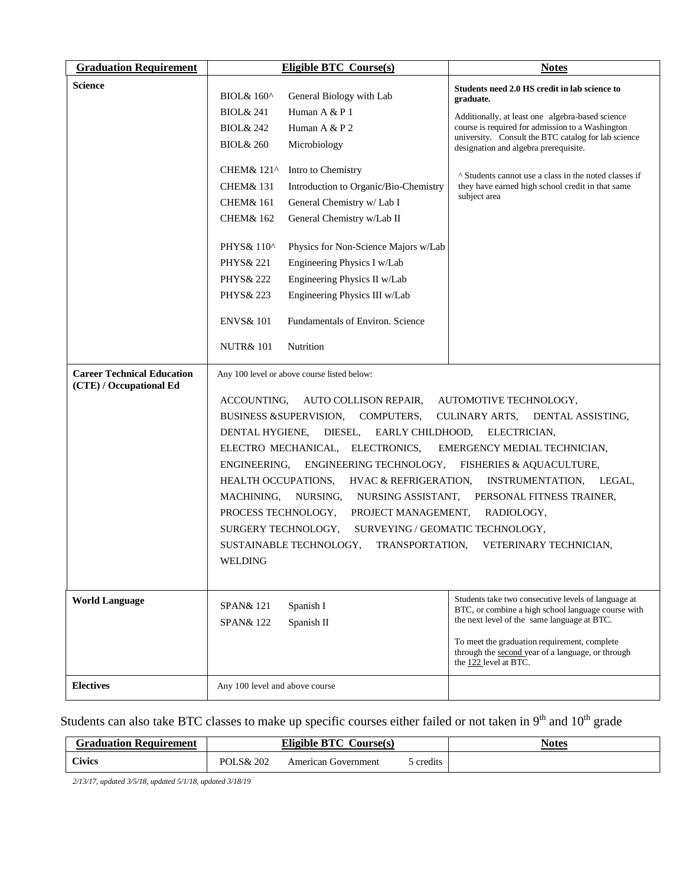| **Graduation Requirement** | **Eligible BTC Course(s)** | **Notes** |
|---|---|---|
| **Science** | BIOL& 160^ General Biology with Lab<br>BIOL& 241 Human A & P 1<br>BIOL& 242 Human A & P 2<br>BIOL& 260 Microbiology<br><br>CHEM& 121^ Intro to Chemistry<br>CHEM& 131 Introduction to Organic/Bio-Chemistry<br>CHEM& 161 General Chemistry w/ Lab I<br>CHEM& 162 General Chemistry w/Lab II<br><br>PHYS& 110^ Physics for Non-Science Majors w/Lab<br>PHYS& 221 Engineering Physics I w/Lab<br>PHYS& 222 Engineering Physics II w/Lab<br>PHYS& 223 Engineering Physics III w/Lab<br><br>ENVS& 101 Fundamentals of Environ. Science<br><br>NUTR& 101 Nutrition | **Students need 2.0 HS credit in lab science to graduate.**<br><br>Additionally, at least one algebra-based science course is required for admission to a Washington university. Consult the BTC catalog for lab science designation and algebra prerequisite.<br><br>^ Students cannot use a class in the noted classes if they have earned high school credit in that same subject area |
| **Career Technical Education (CTE) / Occupational Ed** | Any 100 level or above course listed below:<br><br>ACCOUNTING, AUTO COLLISON REPAIR, AUTOMOTIVE TECHNOLOGY, BUSINESS &SUPERVISION, COMPUTERS, CULINARY ARTS, DENTAL ASSISTING, DENTAL HYGIENE, DIESEL, EARLY CHILDHOOD, ELECTRICIAN, ELECTRO MECHANICAL, ELECTRONICS, EMERGENCY MEDIAL TECHNICIAN, ENGINEERING, ENGINEERING TECHNOLOGY, FISHERIES & AQUACULTURE, HEALTH OCCUPATIONS, HVAC & REFRIGERATION, INSTRUMENTATION, LEGAL, MACHINING, NURSING, NURSING ASSISTANT, PERSONAL FITNESS TRAINER, PROCESS TECHNOLOGY, PROJECT MANAGEMENT, RADIOLOGY, SURGERY TECHNOLOGY, SURVEYING / GEOMATIC TECHNOLOGY, SUSTAINABLE TECHNOLOGY, TRANSPORTATION, VETERINARY TECHNICIAN, WELDING | |
| **World Language** | SPAN& 121 Spanish I<br>SPAN& 122 Spanish II | Students take two consecutive levels of language at BTC, or combine a high school language course with the next level of the same language at BTC.<br><br>To meet the graduation requirement, complete through the second year of a language, or through the 122 level at BTC. |
| **Electives** | Any 100 level and above course | |

Students can also take BTC classes to make up specific courses either failed or not taken in 9th and 10th grade

| **Graduation Requirement** | **Eligible BTC Course(s)** | **Notes** |
|---|---|---|
| **Civics** | POLS& 202 American Government 5 credits | |

*2/13/17, updated 3/5/18, updated 5/1/18, updated 3/18/19*